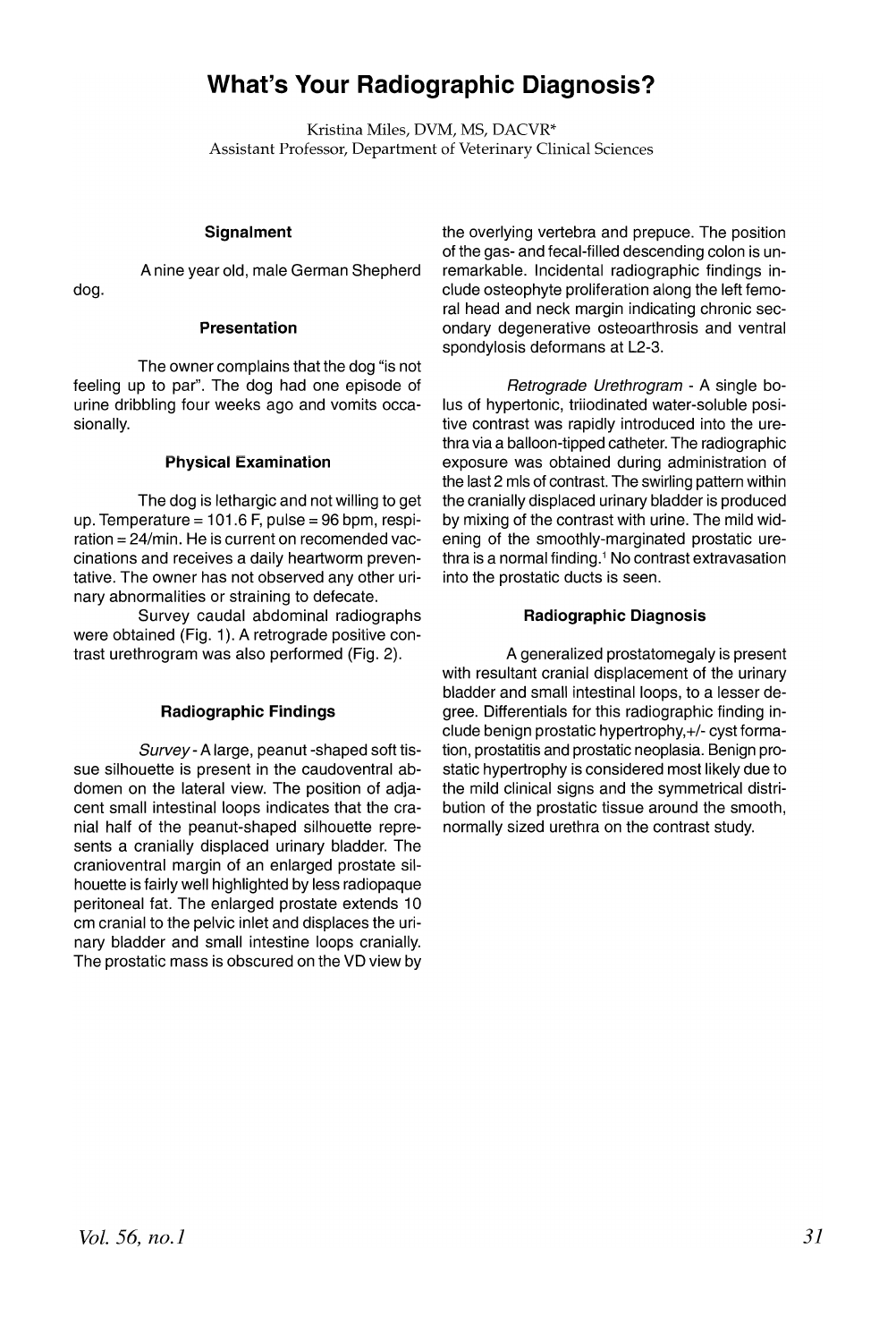# What's Your Radiographic Diagnosis?

Kristina Miles, DVM, MS, DACVR*
Assistant Professor, Department of Veterinary Clinical Sciences

### Signalment

A nine year old, male German Shepherd dog.

### Presentation

The owner complains that the dog "is not feeling up to par". The dog had one episode of urine dribbling four weeks ago and vomits occasionally.

### Physical Examination

The dog is lethargic and not willing to get up. Temperature = 101.6 F, pulse = 96 bpm, respiration = 24/min. He is current on recomended vaccinations and receives a daily heartworm preventative. The owner has not observed any other urinary abnormalities or straining to defecate.

Survey caudal abdominal radiographs were obtained (Fig. 1). A retrograde positive contrast urethrogram was also performed (Fig. 2).

### Radiographic Findings

*Survey* - A large, peanut -shaped soft tissue silhouette is present in the caudoventral abdomen on the lateral view. The position of adjacent small intestinal loops indicates that the cranial half of the peanut-shaped silhouette represents a cranially displaced urinary bladder. The cranioventral margin of an enlarged prostate silhouette is fairly well highlighted by less radiopaque peritoneal fat. The enlarged prostate extends 10 cm cranial to the pelvic inlet and displaces the urinary bladder and small intestine loops cranially. The prostatic mass is obscured on the VD view by the overlying vertebra and prepuce. The position of the gas- and fecal-filled descending colon is unremarkable. Incidental radiographic findings include osteophyte proliferation along the left femoral head and neck margin indicating chronic secondary degenerative osteoarthrosis and ventral spondylosis deformans at L2-3.

*Retrograde Urethrogram* - A single bolus of hypertonic, triiodinated water-soluble positive contrast was rapidly introduced into the urethra via a balloon-tipped catheter. The radiographic exposure was obtained during administration of the last 2 mls of contrast. The swirling pattern within the cranially displaced urinary bladder is produced by mixing of the contrast with urine. The mild widening of the smoothly-marginated prostatic urethra is a normal finding.[1] No contrast extravasation into the prostatic ducts is seen.

### Radiographic Diagnosis

A generalized prostatomegaly is present with resultant cranial displacement of the urinary bladder and small intestinal loops, to a lesser degree. Differentials for this radiographic finding include benign prostatic hypertrophy,+/- cyst formation, prostatitis and prostatic neoplasia. Benign prostatic hypertrophy is considered most likely due to the mild clinical signs and the symmetrical distribution of the prostatic tissue around the smooth, normally sized urethra on the contrast study.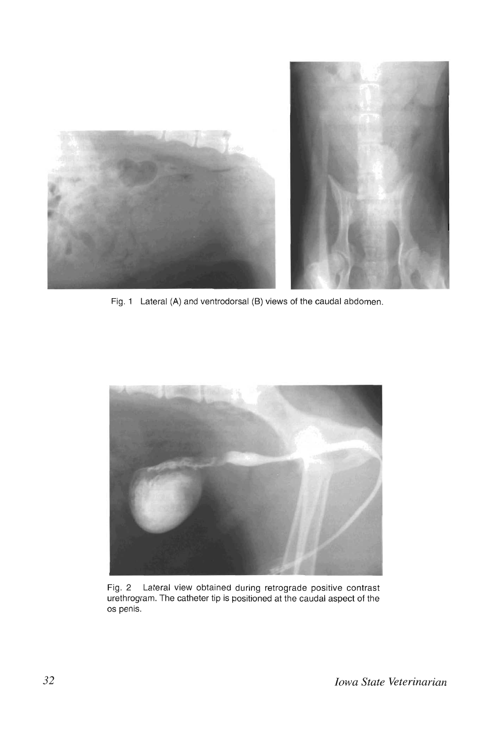Fig. 1 Lateral (A) and ventrodorsal (B) views of the caudal abdomen.

Fig. 2 Lateral view obtained during retrograde positive contrast urethrogram. The catheter tip is positioned at the caudal aspect of the os penis.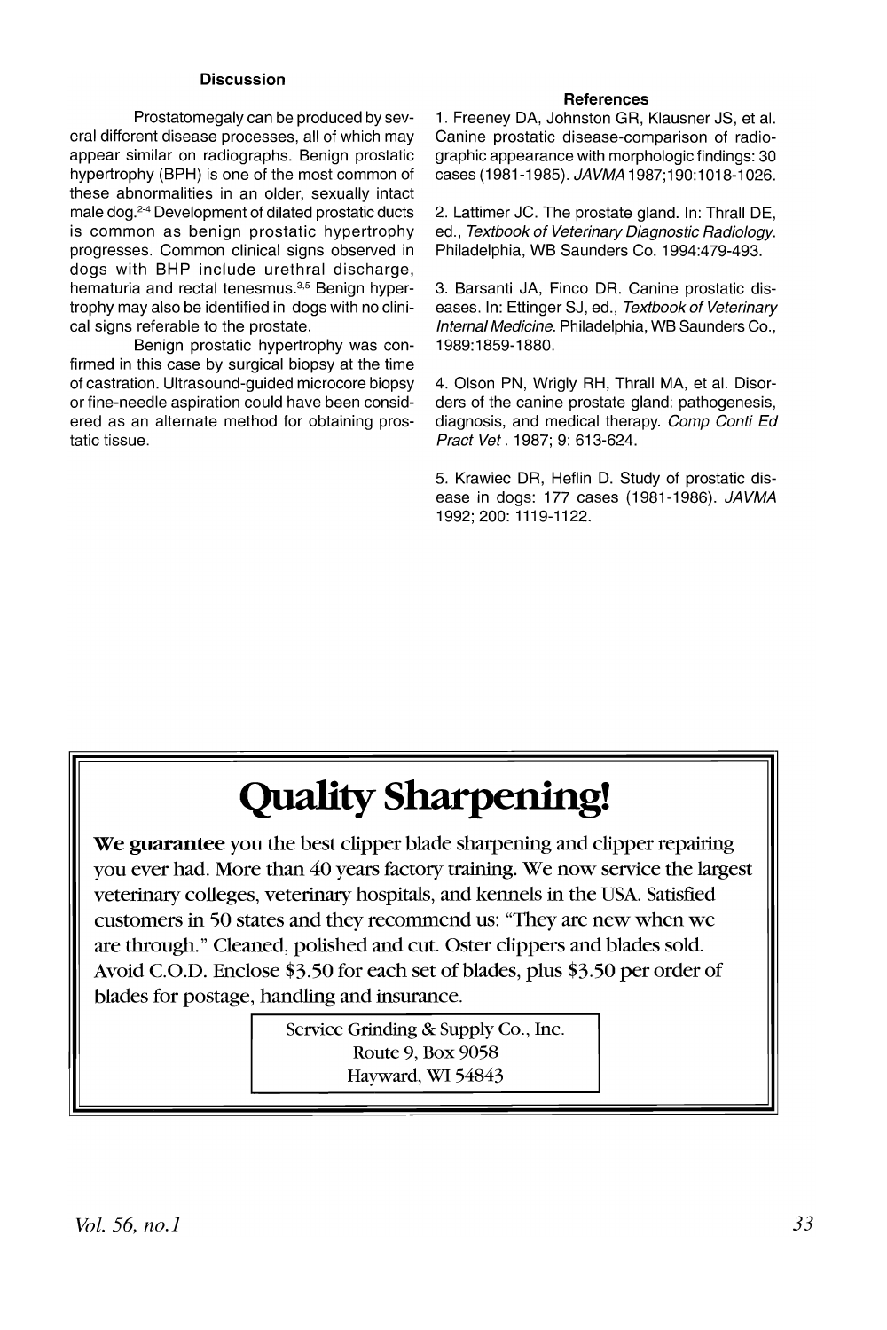### Discussion

Prostatomegaly can be produced by several different disease processes, all of which may appear similar on radiographs. Benign prostatic hypertrophy (BPH) is one of the most common of these abnormalities in an older, sexually intact male dog.[2-4] Development of dilated prostatic ducts is common as benign prostatic hypertrophy progresses. Common clinical signs observed in dogs with BHP include urethral discharge, hematuria and rectal tenesmus.[3,5] Benign hypertrophy may also be identified in dogs with no clinical signs referable to the prostate.

Benign prostatic hypertrophy was confirmed in this case by surgical biopsy at the time of castration. Ultrasound-guided microcore biopsy or fine-needle aspiration could have been considered as an alternate method for obtaining prostatic tissue.

### References

1. Freeney DA, Johnston GR, Klausner JS, et al. Canine prostatic disease-comparison of radiographic appearance with morphologic findings: 30 cases (1981-1985). *JAVMA* 1987;190:1018-1026.

2. Lattimer JC. The prostate gland. In: Thrall DE, ed., *Textbook of Veterinary Diagnostic Radiology.* Philadelphia, WB Saunders Co. 1994:479-493.

3. Barsanti JA, Finco DR. Canine prostatic diseases. In: Ettinger SJ, ed., *Textbook of Veterinary Internal Medicine.* Philadelphia, WB Saunders Co., 1989:1859-1880.

4. Olson PN, Wrigly RH, Thrall MA, et al. Disorders of the canine prostate gland: pathogenesis, diagnosis, and medical therapy. *Comp Conti Ed Pract Vet*. 1987; 9: 613-624.

5. Krawiec DR, Heflin D. Study of prostatic disease in dogs: 177 cases (1981-1986). *JAVMA* 1992; 200: 1119-1122.

# Quality Sharpening!

**We guarantee** you the best clipper blade sharpening and clipper repairing you ever had. More than 40 years factory training. We now service the largest veterinary colleges, veterinary hospitals, and kennels in the USA. Satisfied customers in 50 states and they recommend us: "They are new when we are through." Cleaned, polished and cut. Oster clippers and blades sold. Avoid C.O.D. Enclose $3.50 for each set of blades, plus $3.50 per order of blades for postage, handling and insurance.

Service Grinding & Supply Co., Inc.
Route 9, Box 9058
Hayward, WI 54843